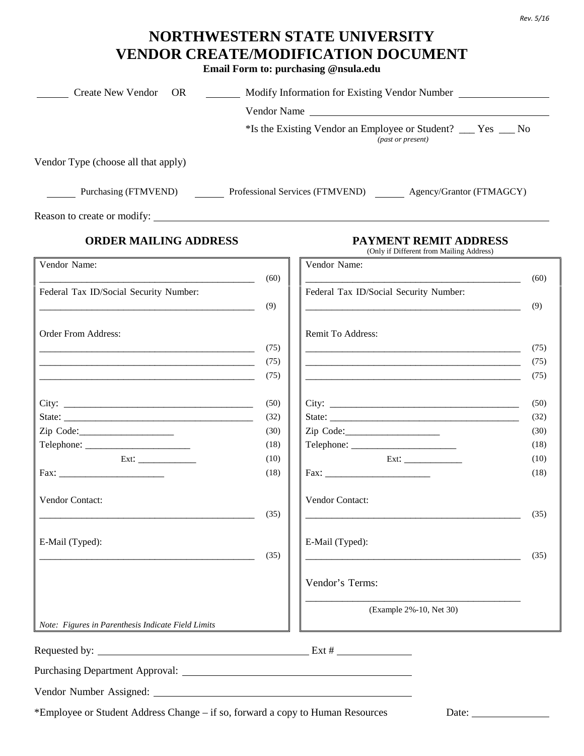Rev. 5/16

# NORTHWESTERN STATE UNIVERSITY
# VENDOR CREATE/MODIFICATION DOCUMENT

**Email Form to: purchasing @nsula.edu**

______ Create New Vendor OR ______ Modify Information for Existing Vendor Number ________________

Vendor Name ______________________________________________

*Is the Existing Vendor an Employee or Student? ___ Yes ___ No
*(past or present)*

Vendor Type (choose all that apply)

______ Purchasing (FTMVEND) ______ Professional Services (FTMVEND) ______ Agency/Grantor (FTMAGCY)

Reason to create or modify: ________________________________________________________________

| **ORDER MAILING ADDRESS** | | **PAYMENT REMIT ADDRESS** (Only if Different from Mailing Address) | |
|---|---|---|---|
| Vendor Name: ____________________________ | (60) | Vendor Name: ____________________________ | (60) |
| Federal Tax ID/Social Security Number: ____________________________ | (9) | Federal Tax ID/Social Security Number: ____________________________ | (9) |
| Order From Address: ____________________________ | (75) | Remit To Address: ____________________________ | (75) |
| ____________________________ | (75) | ____________________________ | (75) |
| ____________________________ | (75) | ____________________________ | (75) |
| City: ____________________________ | (50) | City: ____________________________ | (50) |
| State: ____________________________ | (32) | State: ____________________________ | (32) |
| Zip Code: ___________________ | (30) | Zip Code: ___________________ | (30) |
| Telephone: ____________________ | (18) | Telephone: ____________________ | (18) |
| Ext: ____________ | (10) | Ext: ____________ | (10) |
| Fax: ____________________ | (18) | Fax: ____________________ | (18) |
| Vendor Contact: ____________________________ | (35) | Vendor Contact: ____________________________ | (35) |
| E-Mail (Typed): ____________________________ | (35) | E-Mail (Typed): ____________________________ | (35) |
| | | Vendor's Terms: ____________________________ (Example 2%-10, Net 30) | |
| *Note: Figures in Parenthesis Indicate Field Limits* | | | |

Requested by: ________________________________________ Ext # ______________

Purchasing Department Approval: ________________________________________

Vendor Number Assigned: ________________________________________

*Employee or Student Address Change – if so, forward a copy to Human Resources Date: ______________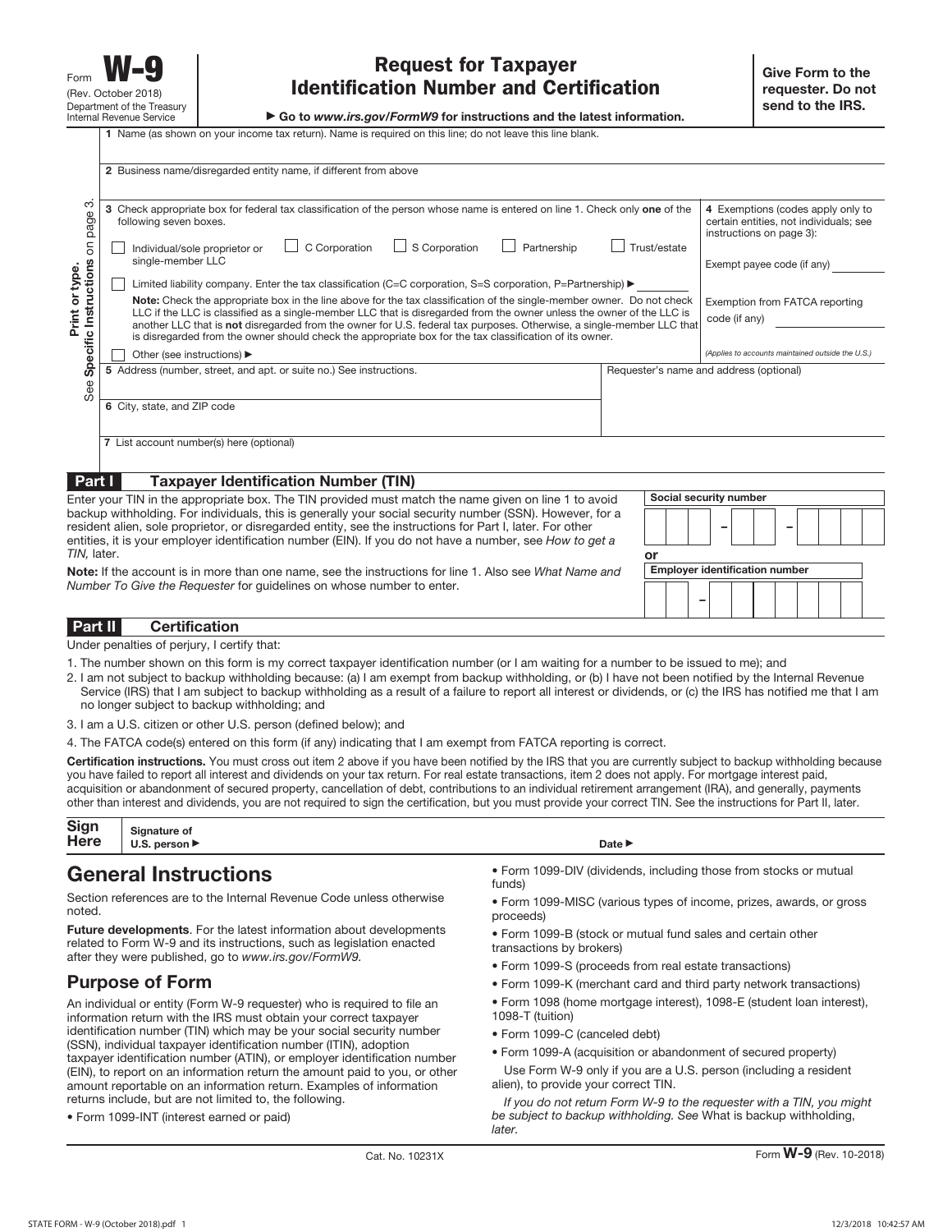Form **W-9**
(Rev. October 2018)
Department of the Treasury
Internal Revenue Service

# Request for Taxpayer Identification Number and Certification

▶ Go to *www.irs.gov/FormW9* for instructions and the latest information.

**Give Form to the requester. Do not send to the IRS.**

Print or type.
See **Specific Instructions** on page 3.

**1** Name (as shown on your income tax return). Name is required on this line; do not leave this line blank.

**2** Business name/disregarded entity name, if different from above

**3** Check appropriate box for federal tax classification of the person whose name is entered on line 1. Check only **one** of the following seven boxes.

☐ Individual/sole proprietor or single-member LLC ☐ C Corporation ☐ S Corporation ☐ Partnership ☐ Trust/estate

☐ Limited liability company. Enter the tax classification (C=C corporation, S=S corporation, P=Partnership) ▶

**Note:** Check the appropriate box in the line above for the tax classification of the single-member owner. Do not check LLC if the LLC is classified as a single-member LLC that is disregarded from the owner unless the owner of the LLC is another LLC that is **not** disregarded from the owner for U.S. federal tax purposes. Otherwise, a single-member LLC that is disregarded from the owner should check the appropriate box for the tax classification of its owner.

☐ Other (see instructions) ▶

**4** Exemptions (codes apply only to certain entities, not individuals; see instructions on page 3):

Exempt payee code (if any)

Exemption from FATCA reporting code (if any)

*(Applies to accounts maintained outside the U.S.)*

**5** Address (number, street, and apt. or suite no.) See instructions.

Requester's name and address (optional)

**6** City, state, and ZIP code

**7** List account number(s) here (optional)

## Part I Taxpayer Identification Number (TIN)

Enter your TIN in the appropriate box. The TIN provided must match the name given on line 1 to avoid backup withholding. For individuals, this is generally your social security number (SSN). However, for a resident alien, sole proprietor, or disregarded entity, see the instructions for Part I, later. For other entities, it is your employer identification number (EIN). If you do not have a number, see *How to get a TIN,* later.

**Note:** If the account is in more than one name, see the instructions for line 1. Also see *What Name and Number To Give the Requester* for guidelines on whose number to enter.

**Social security number**

– –

or

**Employer identification number**

–

## Part II Certification

Under penalties of perjury, I certify that:

1. The number shown on this form is my correct taxpayer identification number (or I am waiting for a number to be issued to me); and
2. I am not subject to backup withholding because: (a) I am exempt from backup withholding, or (b) I have not been notified by the Internal Revenue Service (IRS) that I am subject to backup withholding as a result of a failure to report all interest or dividends, or (c) the IRS has notified me that I am no longer subject to backup withholding; and
3. I am a U.S. citizen or other U.S. person (defined below); and
4. The FATCA code(s) entered on this form (if any) indicating that I am exempt from FATCA reporting is correct.

**Certification instructions.** You must cross out item 2 above if you have been notified by the IRS that you are currently subject to backup withholding because you have failed to report all interest and dividends on your tax return. For real estate transactions, item 2 does not apply. For mortgage interest paid, acquisition or abandonment of secured property, cancellation of debt, contributions to an individual retirement arrangement (IRA), and generally, payments other than interest and dividends, you are not required to sign the certification, but you must provide your correct TIN. See the instructions for Part II, later.

**Sign Here** **Signature of U.S. person ▶** **Date ▶**

# General Instructions

Section references are to the Internal Revenue Code unless otherwise noted.

**Future developments**. For the latest information about developments related to Form W-9 and its instructions, such as legislation enacted after they were published, go to *www.irs.gov/FormW9.*

## Purpose of Form

An individual or entity (Form W-9 requester) who is required to file an information return with the IRS must obtain your correct taxpayer identification number (TIN) which may be your social security number (SSN), individual taxpayer identification number (ITIN), adoption taxpayer identification number (ATIN), or employer identification number (EIN), to report on an information return the amount paid to you, or other amount reportable on an information return. Examples of information returns include, but are not limited to, the following.

- Form 1099-INT (interest earned or paid)
- Form 1099-DIV (dividends, including those from stocks or mutual funds)
- Form 1099-MISC (various types of income, prizes, awards, or gross proceeds)
- Form 1099-B (stock or mutual fund sales and certain other transactions by brokers)
- Form 1099-S (proceeds from real estate transactions)
- Form 1099-K (merchant card and third party network transactions)
- Form 1098 (home mortgage interest), 1098-E (student loan interest), 1098-T (tuition)
- Form 1099-C (canceled debt)
- Form 1099-A (acquisition or abandonment of secured property)

Use Form W-9 only if you are a U.S. person (including a resident alien), to provide your correct TIN.

*If you do not return Form W-9 to the requester with a TIN, you might be subject to backup withholding. See* What is backup withholding, *later.*

Cat. No. 10231X Form **W-9** (Rev. 10-2018)